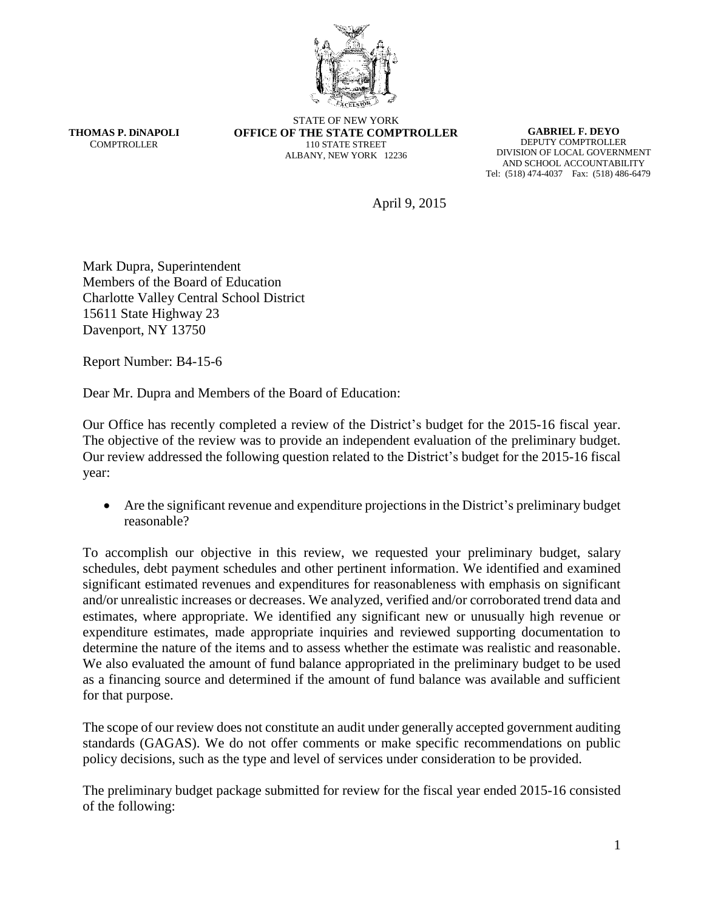**THOMAS P. DiNAPOLI**
COMPTROLLER

STATE OF NEW YORK
**OFFICE OF THE STATE COMPTROLLER**
110 STATE STREET
ALBANY, NEW YORK 12236

**GABRIEL F. DEYO**
DEPUTY COMPTROLLER
DIVISION OF LOCAL GOVERNMENT
AND SCHOOL ACCOUNTABILITY
Tel: (518) 474-4037 Fax: (518) 486-6479

April 9, 2015

Mark Dupra, Superintendent
Members of the Board of Education
Charlotte Valley Central School District
15611 State Highway 23
Davenport, NY 13750

Report Number: B4-15-6

Dear Mr. Dupra and Members of the Board of Education:

Our Office has recently completed a review of the District's budget for the 2015-16 fiscal year. The objective of the review was to provide an independent evaluation of the preliminary budget. Our review addressed the following question related to the District's budget for the 2015-16 fiscal year:

- Are the significant revenue and expenditure projections in the District's preliminary budget reasonable?

To accomplish our objective in this review, we requested your preliminary budget, salary schedules, debt payment schedules and other pertinent information. We identified and examined significant estimated revenues and expenditures for reasonableness with emphasis on significant and/or unrealistic increases or decreases. We analyzed, verified and/or corroborated trend data and estimates, where appropriate. We identified any significant new or unusually high revenue or expenditure estimates, made appropriate inquiries and reviewed supporting documentation to determine the nature of the items and to assess whether the estimate was realistic and reasonable. We also evaluated the amount of fund balance appropriated in the preliminary budget to be used as a financing source and determined if the amount of fund balance was available and sufficient for that purpose.

The scope of our review does not constitute an audit under generally accepted government auditing standards (GAGAS). We do not offer comments or make specific recommendations on public policy decisions, such as the type and level of services under consideration to be provided.

The preliminary budget package submitted for review for the fiscal year ended 2015-16 consisted of the following: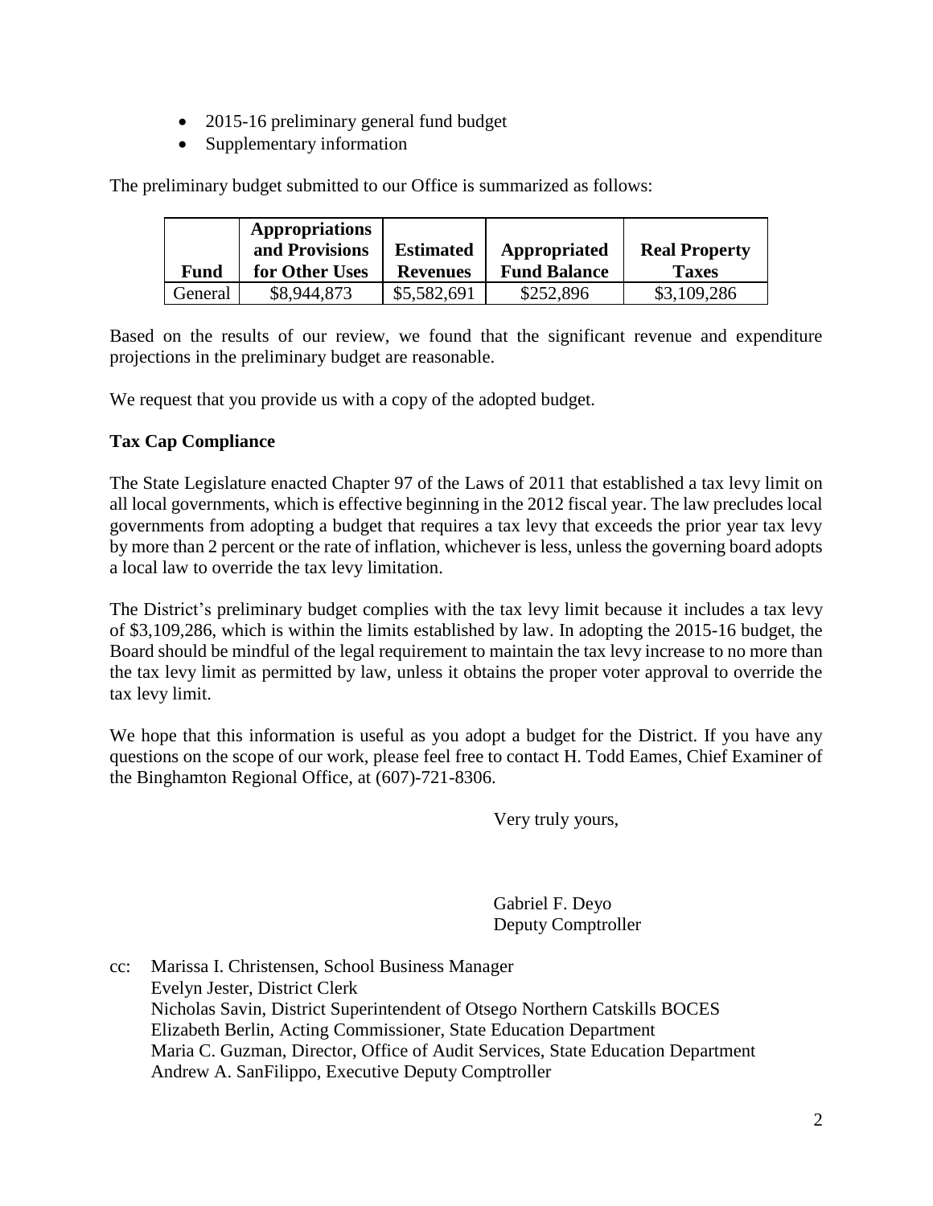- 2015-16 preliminary general fund budget
- Supplementary information

The preliminary budget submitted to our Office is summarized as follows:

| Fund | Appropriations and Provisions for Other Uses | Estimated Revenues | Appropriated Fund Balance | Real Property Taxes |
|---|---|---|---|---|
| General | $8,944,873 | $5,582,691 | $252,896 | $3,109,286 |

Based on the results of our review, we found that the significant revenue and expenditure projections in the preliminary budget are reasonable.

We request that you provide us with a copy of the adopted budget.

**Tax Cap Compliance**

The State Legislature enacted Chapter 97 of the Laws of 2011 that established a tax levy limit on all local governments, which is effective beginning in the 2012 fiscal year. The law precludes local governments from adopting a budget that requires a tax levy that exceeds the prior year tax levy by more than 2 percent or the rate of inflation, whichever is less, unless the governing board adopts a local law to override the tax levy limitation.

The District's preliminary budget complies with the tax levy limit because it includes a tax levy of $3,109,286, which is within the limits established by law. In adopting the 2015-16 budget, the Board should be mindful of the legal requirement to maintain the tax levy increase to no more than the tax levy limit as permitted by law, unless it obtains the proper voter approval to override the tax levy limit.

We hope that this information is useful as you adopt a budget for the District. If you have any questions on the scope of our work, please feel free to contact H. Todd Eames, Chief Examiner of the Binghamton Regional Office, at (607)-721-8306.

Very truly yours,

Gabriel F. Deyo
Deputy Comptroller

cc: Marissa I. Christensen, School Business Manager
Evelyn Jester, District Clerk
Nicholas Savin, District Superintendent of Otsego Northern Catskills BOCES
Elizabeth Berlin, Acting Commissioner, State Education Department
Maria C. Guzman, Director, Office of Audit Services, State Education Department
Andrew A. SanFilippo, Executive Deputy Comptroller